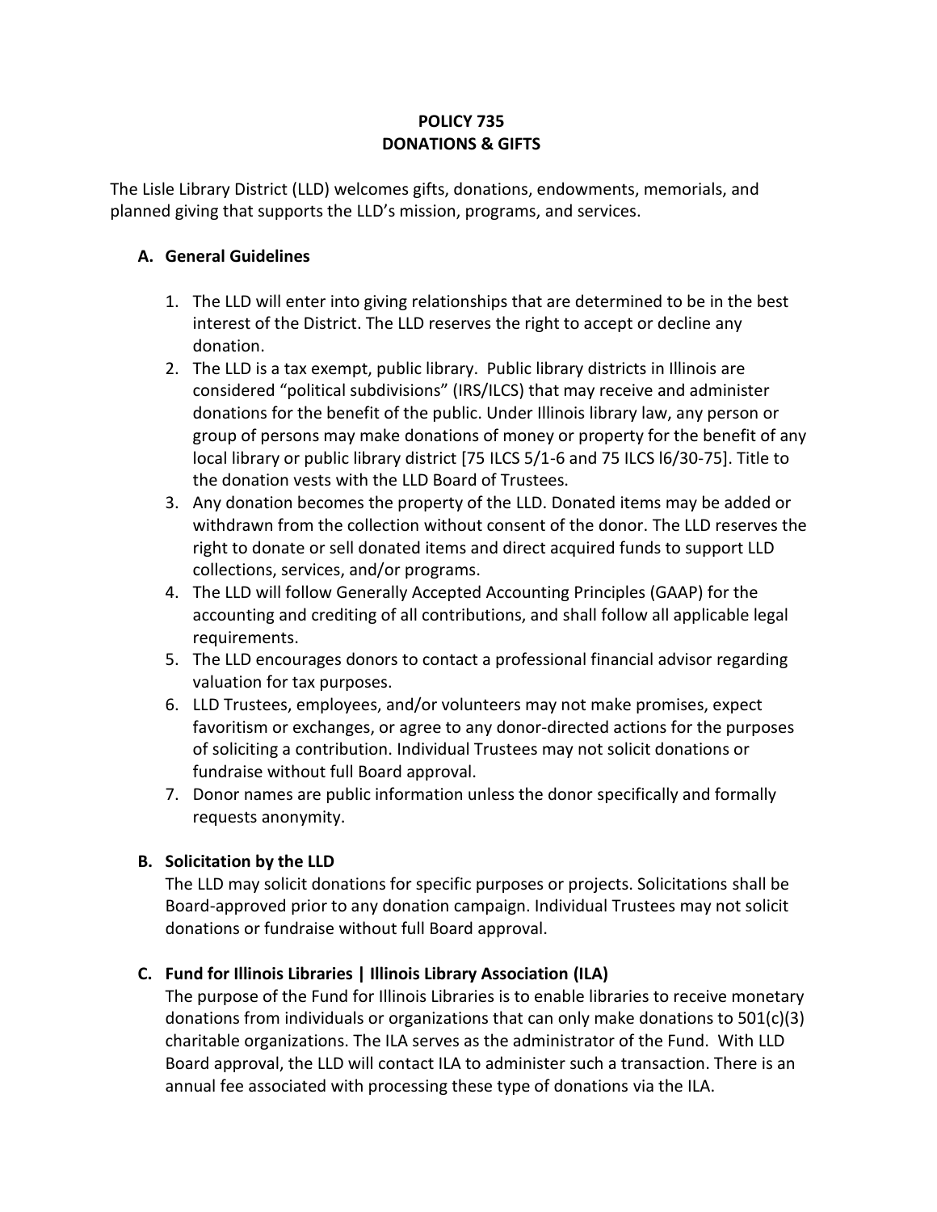**POLICY 735**
**DONATIONS & GIFTS**

The Lisle Library District (LLD) welcomes gifts, donations, endowments, memorials, and planned giving that supports the LLD's mission, programs, and services.

## A. General Guidelines

1. The LLD will enter into giving relationships that are determined to be in the best interest of the District. The LLD reserves the right to accept or decline any donation.
2. The LLD is a tax exempt, public library. Public library districts in Illinois are considered "political subdivisions" (IRS/ILCS) that may receive and administer donations for the benefit of the public. Under Illinois library law, any person or group of persons may make donations of money or property for the benefit of any local library or public library district [75 ILCS 5/1-6 and 75 ILCS l6/30-75]. Title to the donation vests with the LLD Board of Trustees.
3. Any donation becomes the property of the LLD. Donated items may be added or withdrawn from the collection without consent of the donor. The LLD reserves the right to donate or sell donated items and direct acquired funds to support LLD collections, services, and/or programs.
4. The LLD will follow Generally Accepted Accounting Principles (GAAP) for the accounting and crediting of all contributions, and shall follow all applicable legal requirements.
5. The LLD encourages donors to contact a professional financial advisor regarding valuation for tax purposes.
6. LLD Trustees, employees, and/or volunteers may not make promises, expect favoritism or exchanges, or agree to any donor-directed actions for the purposes of soliciting a contribution. Individual Trustees may not solicit donations or fundraise without full Board approval.
7. Donor names are public information unless the donor specifically and formally requests anonymity.

## B. Solicitation by the LLD

The LLD may solicit donations for specific purposes or projects. Solicitations shall be Board-approved prior to any donation campaign. Individual Trustees may not solicit donations or fundraise without full Board approval.

## C. Fund for Illinois Libraries | Illinois Library Association (ILA)

The purpose of the Fund for Illinois Libraries is to enable libraries to receive monetary donations from individuals or organizations that can only make donations to 501(c)(3) charitable organizations. The ILA serves as the administrator of the Fund. With LLD Board approval, the LLD will contact ILA to administer such a transaction. There is an annual fee associated with processing these type of donations via the ILA.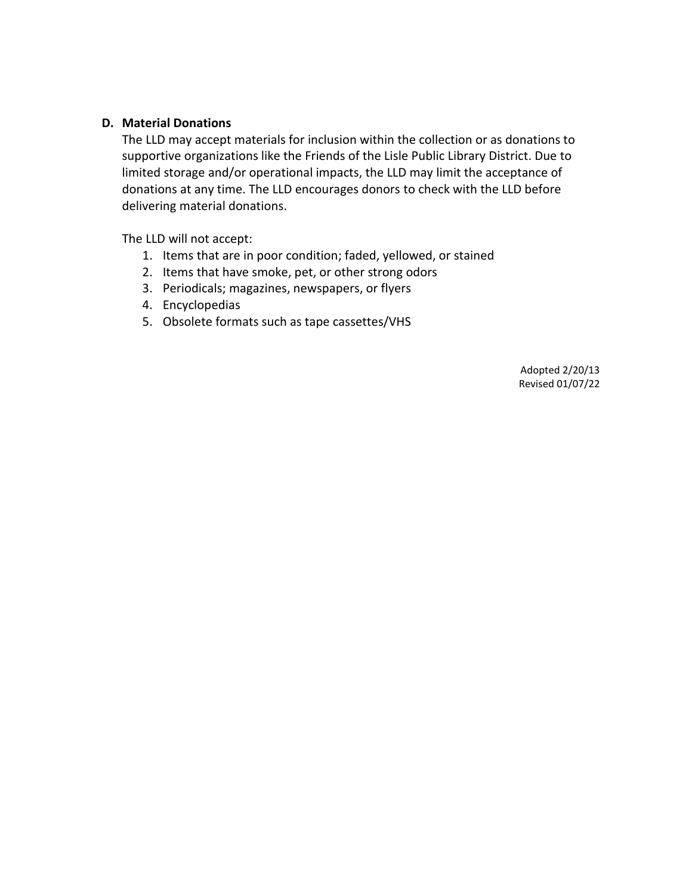**D. Material Donations**

The LLD may accept materials for inclusion within the collection or as donations to supportive organizations like the Friends of the Lisle Public Library District. Due to limited storage and/or operational impacts, the LLD may limit the acceptance of donations at any time. The LLD encourages donors to check with the LLD before delivering material donations.

The LLD will not accept:

1. Items that are in poor condition; faded, yellowed, or stained
2. Items that have smoke, pet, or other strong odors
3. Periodicals; magazines, newspapers, or flyers
4. Encyclopedias
5. Obsolete formats such as tape cassettes/VHS

Adopted 2/20/13
Revised 01/07/22